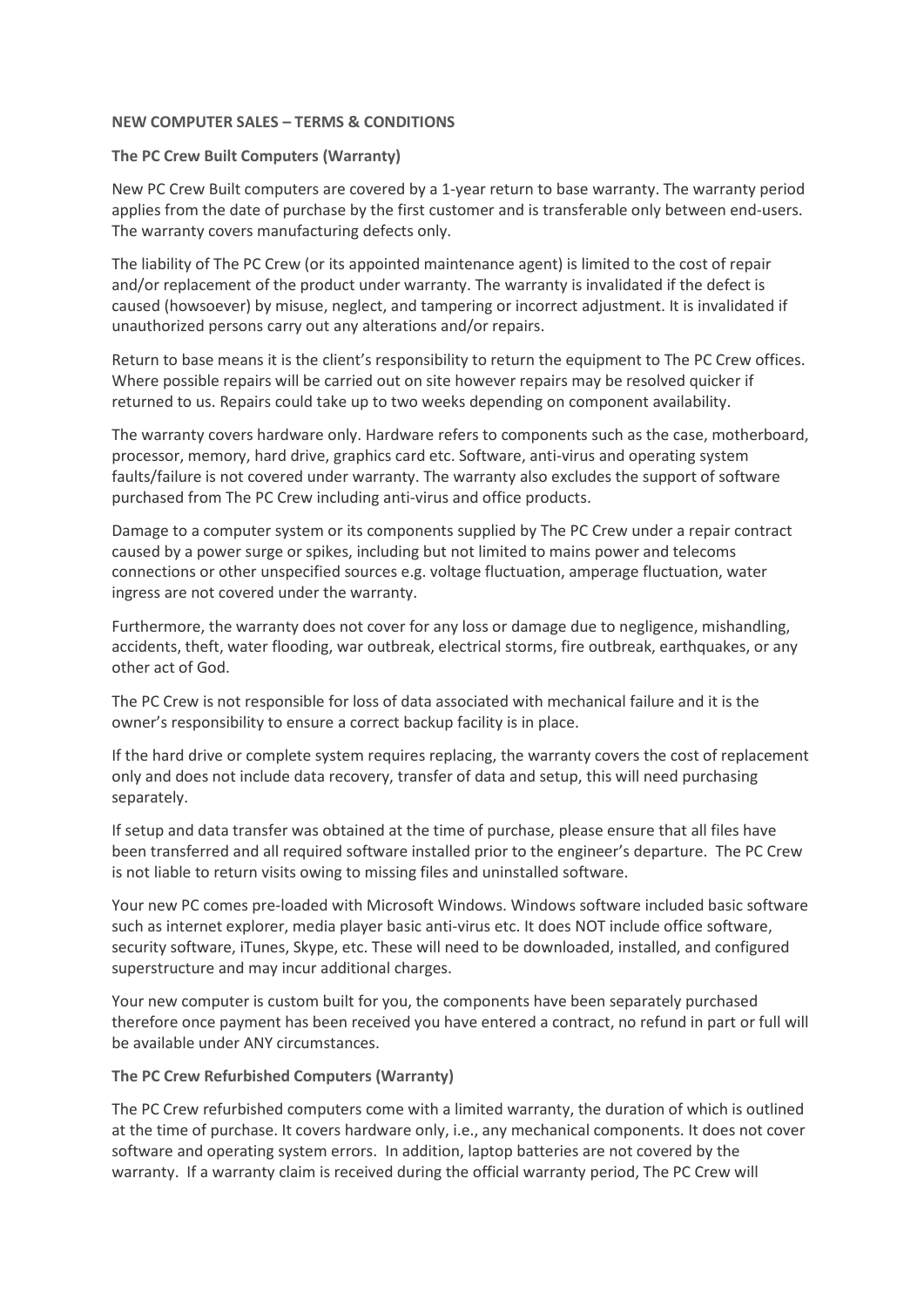**NEW COMPUTER SALES – TERMS & CONDITIONS**

**The PC Crew Built Computers (Warranty)**

New PC Crew Built computers are covered by a 1-year return to base warranty. The warranty period applies from the date of purchase by the first customer and is transferable only between end-users. The warranty covers manufacturing defects only.

The liability of The PC Crew (or its appointed maintenance agent) is limited to the cost of repair and/or replacement of the product under warranty. The warranty is invalidated if the defect is caused (howsoever) by misuse, neglect, and tampering or incorrect adjustment. It is invalidated if unauthorized persons carry out any alterations and/or repairs.

Return to base means it is the client's responsibility to return the equipment to The PC Crew offices. Where possible repairs will be carried out on site however repairs may be resolved quicker if returned to us. Repairs could take up to two weeks depending on component availability.

The warranty covers hardware only. Hardware refers to components such as the case, motherboard, processor, memory, hard drive, graphics card etc. Software, anti-virus and operating system faults/failure is not covered under warranty. The warranty also excludes the support of software purchased from The PC Crew including anti-virus and office products.

Damage to a computer system or its components supplied by The PC Crew under a repair contract caused by a power surge or spikes, including but not limited to mains power and telecoms connections or other unspecified sources e.g. voltage fluctuation, amperage fluctuation, water ingress are not covered under the warranty.

Furthermore, the warranty does not cover for any loss or damage due to negligence, mishandling, accidents, theft, water flooding, war outbreak, electrical storms, fire outbreak, earthquakes, or any other act of God.

The PC Crew is not responsible for loss of data associated with mechanical failure and it is the owner's responsibility to ensure a correct backup facility is in place.

If the hard drive or complete system requires replacing, the warranty covers the cost of replacement only and does not include data recovery, transfer of data and setup, this will need purchasing separately.

If setup and data transfer was obtained at the time of purchase, please ensure that all files have been transferred and all required software installed prior to the engineer's departure. The PC Crew is not liable to return visits owing to missing files and uninstalled software.

Your new PC comes pre-loaded with Microsoft Windows. Windows software included basic software such as internet explorer, media player basic anti-virus etc. It does NOT include office software, security software, iTunes, Skype, etc. These will need to be downloaded, installed, and configured superstructure and may incur additional charges.

Your new computer is custom built for you, the components have been separately purchased therefore once payment has been received you have entered a contract, no refund in part or full will be available under ANY circumstances.

**The PC Crew Refurbished Computers (Warranty)**

The PC Crew refurbished computers come with a limited warranty, the duration of which is outlined at the time of purchase. It covers hardware only, i.e., any mechanical components. It does not cover software and operating system errors. In addition, laptop batteries are not covered by the warranty. If a warranty claim is received during the official warranty period, The PC Crew will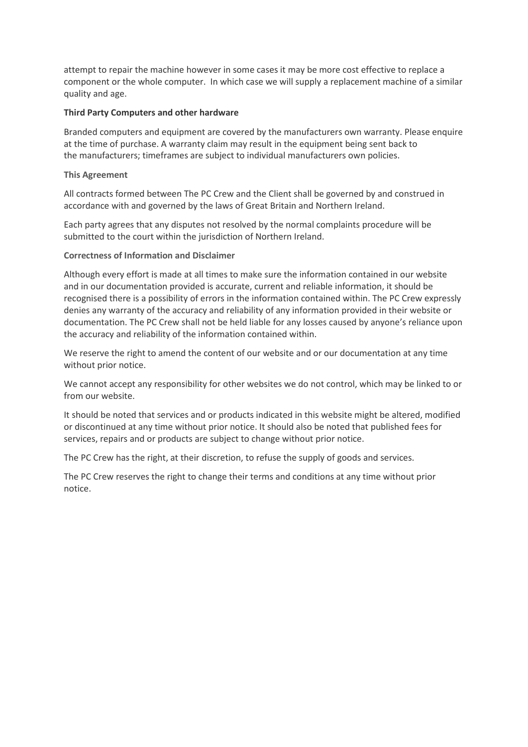attempt to repair the machine however in some cases it may be more cost effective to replace a component or the whole computer. In which case we will supply a replacement machine of a similar quality and age.

**Third Party Computers and other hardware**

Branded computers and equipment are covered by the manufacturers own warranty. Please enquire at the time of purchase. A warranty claim may result in the equipment being sent back to the manufacturers; timeframes are subject to individual manufacturers own policies.

**This Agreement**

All contracts formed between The PC Crew and the Client shall be governed by and construed in accordance with and governed by the laws of Great Britain and Northern Ireland.

Each party agrees that any disputes not resolved by the normal complaints procedure will be submitted to the court within the jurisdiction of Northern Ireland.

**Correctness of Information and Disclaimer**

Although every effort is made at all times to make sure the information contained in our website and in our documentation provided is accurate, current and reliable information, it should be recognised there is a possibility of errors in the information contained within. The PC Crew expressly denies any warranty of the accuracy and reliability of any information provided in their website or documentation. The PC Crew shall not be held liable for any losses caused by anyone's reliance upon the accuracy and reliability of the information contained within.

We reserve the right to amend the content of our website and or our documentation at any time without prior notice.

We cannot accept any responsibility for other websites we do not control, which may be linked to or from our website.

It should be noted that services and or products indicated in this website might be altered, modified or discontinued at any time without prior notice. It should also be noted that published fees for services, repairs and or products are subject to change without prior notice.

The PC Crew has the right, at their discretion, to refuse the supply of goods and services.

The PC Crew reserves the right to change their terms and conditions at any time without prior notice.